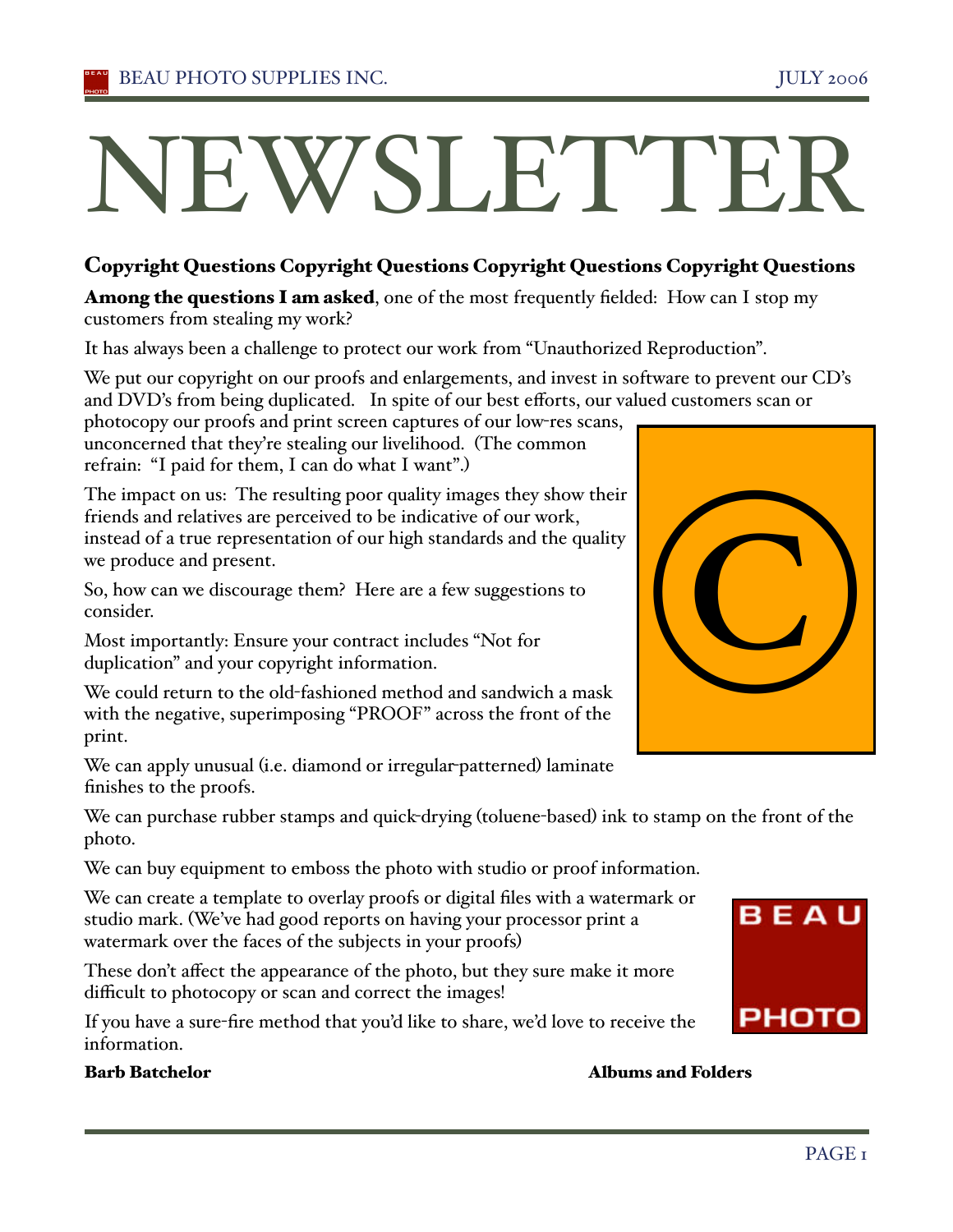# NEWSLETTER

## Copyright Questions Copyright Questions Copyright Questions Copyright Questions

**Among the questions I am asked**, one of the most frequently fielded: How can I stop my customers from stealing my work?

It has always been a challenge to protect our work from "Unauthorized Reproduction".

We put our copyright on our proofs and enlargements, and invest in software to prevent our CD's and DVD's from being duplicated. In spite of our best efforts, our valued customers scan or photocopy our proofs and print screen captures of our low-res scans, unconcerned that they're stealing our livelihood. (The common refrain: "I paid for them, I can do what I want".)

The impact on us: The resulting poor quality images they show their friends and relatives are perceived to be indicative of our work, instead of a true representation of our high standards and the quality we produce and present.

So, how can we discourage them? Here are a few suggestions to consider.

Most importantly: Ensure your contract includes "Not for duplication" and your copyright information.

We could return to the old-fashioned method and sandwich a mask with the negative, superimposing "PROOF" across the front of the print.

We can apply unusual (i.e. diamond or irregular-patterned) laminate finishes to the proofs.

We can purchase rubber stamps and quick-drying (toluene-based) ink to stamp on the front of the photo.

We can buy equipment to emboss the photo with studio or proof information.

We can create a template to overlay proofs or digital files with a watermark or studio mark. (We've had good reports on having your processor print a watermark over the faces of the subjects in your proofs)

These don't affect the appearance of the photo, but they sure make it more difficult to photocopy or scan and correct the images!

If you have a sure-fire method that you'd like to share, we'd love to receive the information.

**Barb Batchelor** **Albums and Folders**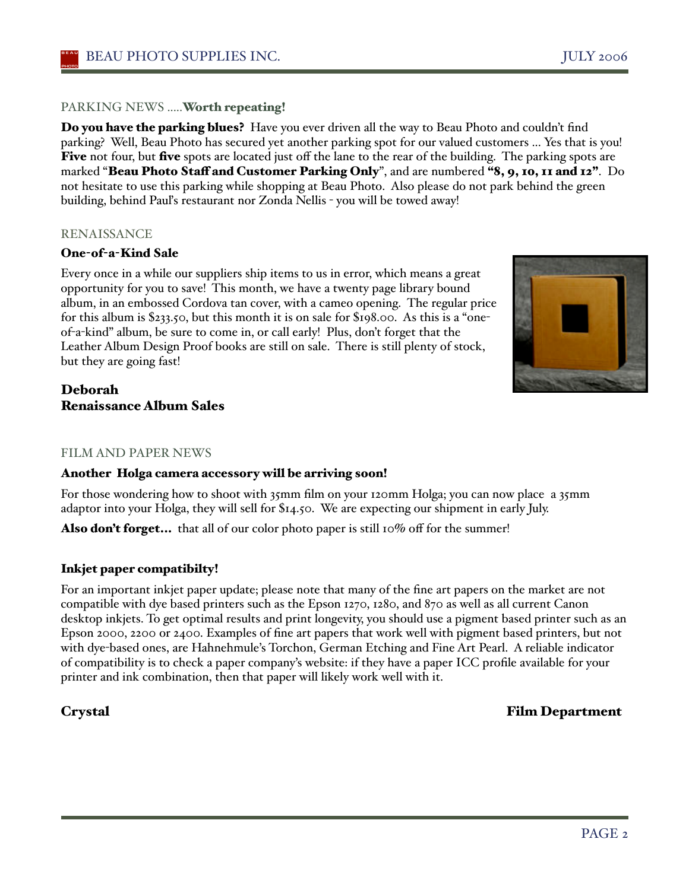## PARKING NEWS .....**Worth repeating!**

**Do you have the parking blues?** Have you ever driven all the way to Beau Photo and couldn't find parking? Well, Beau Photo has secured yet another parking spot for our valued customers ... Yes that is you! **Five** not four, but **five** spots are located just off the lane to the rear of the building. The parking spots are marked "**Beau Photo Staff and Customer Parking Only**", and are numbered **"8, 9, 10, 11 and 12"**. Do not hesitate to use this parking while shopping at Beau Photo. Also please do not park behind the green building, behind Paul's restaurant nor Zonda Nellis - you will be towed away!

## RENAISSANCE

### One-of-a-Kind Sale

Every once in a while our suppliers ship items to us in error, which means a great opportunity for you to save! This month, we have a twenty page library bound album, in an embossed Cordova tan cover, with a cameo opening. The regular price for this album is $233.50, but this month it is on sale for $198.00. As this is a "one-of-a-kind" album, be sure to come in, or call early! Plus, don't forget that the Leather Album Design Proof books are still on sale. There is still plenty of stock, but they are going fast!

**Deborah**
**Renaissance Album Sales**

## FILM AND PAPER NEWS

### Another Holga camera accessory will be arriving soon!

For those wondering how to shoot with 35mm film on your 120mm Holga; you can now place a 35mm adaptor into your Holga, they will sell for $14.50. We are expecting our shipment in early July.

**Also don't forget...** that all of our color photo paper is still 10% off for the summer!

### Inkjet paper compatibilty!

For an important inkjet paper update; please note that many of the fine art papers on the market are not compatible with dye based printers such as the Epson 1270, 1280, and 870 as well as all current Canon desktop inkjets. To get optimal results and print longevity, you should use a pigment based printer such as an Epson 2000, 2200 or 2400. Examples of fine art papers that work well with pigment based printers, but not with dye-based ones, are Hahnehmule's Torchon, German Etching and Fine Art Pearl. A reliable indicator of compatibility is to check a paper company's website: if they have a paper ICC profile available for your printer and ink combination, then that paper will likely work well with it.

**Crystal** **Film Department**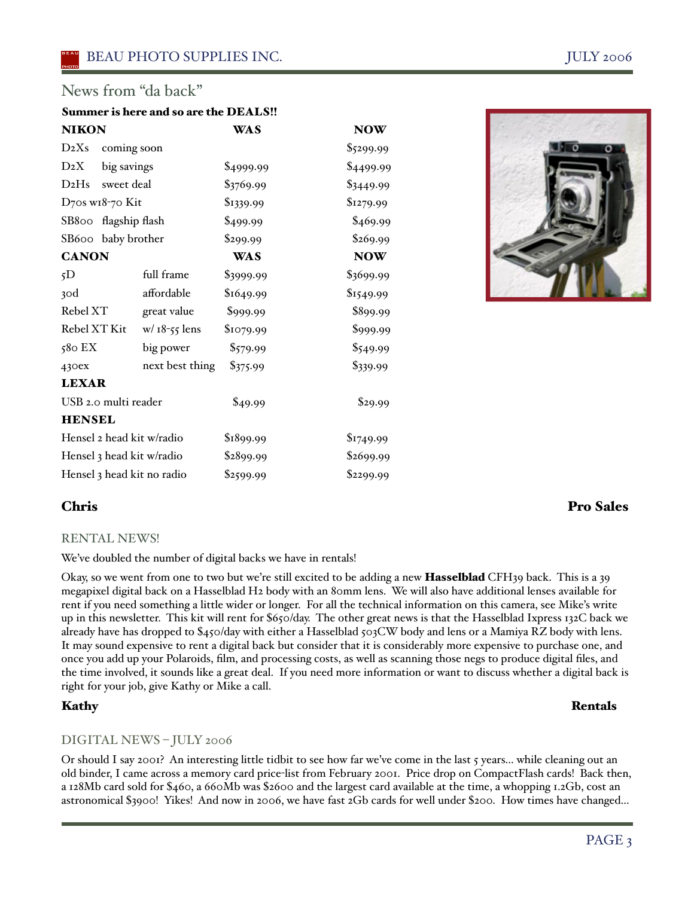## News from "da back"

**Summer is here and so are the DEALS!!**

| **NIKON** | | **WAS** | **NOW** |
|---|---|---|---|
| D2Xs | coming soon | | $5299.99 |
| D2X | big savings | $4999.99 | $4499.99 |
| D2Hs | sweet deal | $3769.99 | $3449.99 |
| D70s w18-70 Kit | | $1339.99 | $1279.99 |
| SB800 | flagship flash | $499.99 | $469.99 |
| SB600 | baby brother | $299.99 | $269.99 |
| **CANON** | | **WAS** | **NOW** |
| 5D | full frame | $3999.99 | $3699.99 |
| 30d | affordable | $1649.99 | $1549.99 |
| Rebel XT | great value | $999.99 | $899.99 |
| Rebel XT Kit | w/ 18-55 lens | $1079.99 | $999.99 |
| 580 EX | big power | $579.99 | $549.99 |
| 430ex | next best thing | $375.99 | $339.99 |
| **LEXAR** | | | |
| USB 2.0 multi reader | | $49.99 | $29.99 |
| **HENSEL** | | | |
| Hensel 2 head kit w/radio | | $1899.99 | $1749.99 |
| Hensel 3 head kit w/radio | | $2899.99 | $2699.99 |
| Hensel 3 head kit no radio | | $2599.99 | $2299.99 |

**Chris** — **Pro Sales**

## RENTAL NEWS!

We've doubled the number of digital backs we have in rentals!

Okay, so we went from one to two but we're still excited to be adding a new **Hasselblad** CFH39 back. This is a 39 megapixel digital back on a Hasselblad H2 body with an 80mm lens. We will also have additional lenses available for rent if you need something a little wider or longer. For all the technical information on this camera, see Mike's write up in this newsletter. This kit will rent for $650/day. The other great news is that the Hasselblad Ixpress 132C back we already have has dropped to $450/day with either a Hasselblad 503CW body and lens or a Mamiya RZ body with lens. It may sound expensive to rent a digital back but consider that it is considerably more expensive to purchase one, and once you add up your Polaroids, film, and processing costs, as well as scanning those negs to produce digital files, and the time involved, it sounds like a great deal. If you need more information or want to discuss whether a digital back is right for your job, give Kathy or Mike a call.

**Kathy** — **Rentals**

## DIGITAL NEWS – JULY 2006

Or should I say 2001? An interesting little tidbit to see how far we've come in the last 5 years... while cleaning out an old binder, I came across a memory card price-list from February 2001. Price drop on CompactFlash cards! Back then, a 128Mb card sold for $460, a 660Mb was $2600 and the largest card available at the time, a whopping 1.2Gb, cost an astronomical $3900! Yikes! And now in 2006, we have fast 2Gb cards for well under $200. How times have changed...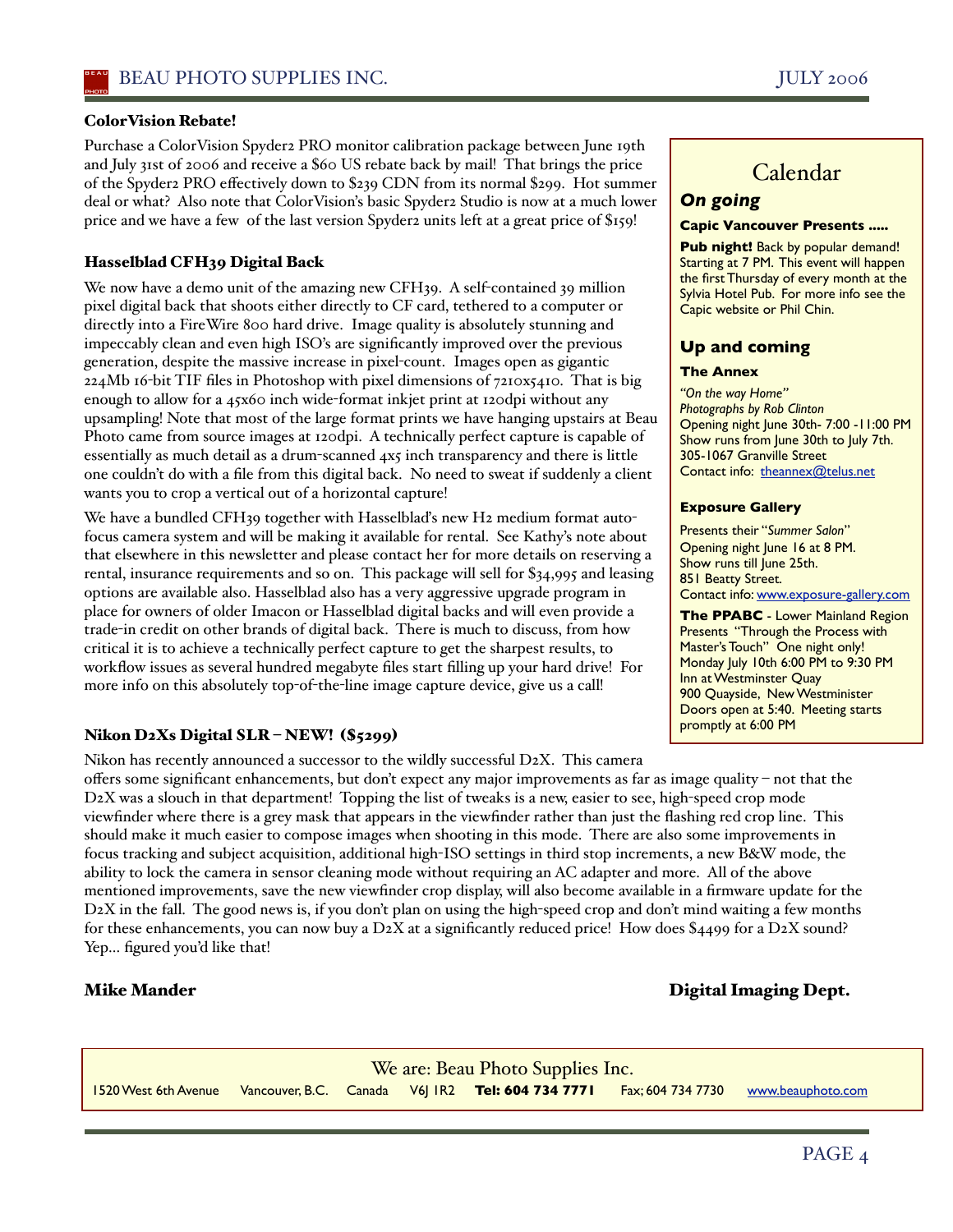### ColorVision Rebate!

Purchase a ColorVision Spyder2 PRO monitor calibration package between June 19th and July 31st of 2006 and receive a $60 US rebate back by mail! That brings the price of the Spyder2 PRO effectively down to $239 CDN from its normal $299. Hot summer deal or what? Also note that ColorVision's basic Spyder2 Studio is now at a much lower price and we have a few of the last version Spyder2 units left at a great price of $159!

### Hasselblad CFH39 Digital Back

We now have a demo unit of the amazing new CFH39. A self-contained 39 million pixel digital back that shoots either directly to CF card, tethered to a computer or directly into a FireWire 800 hard drive. Image quality is absolutely stunning and impeccably clean and even high ISO's are significantly improved over the previous generation, despite the massive increase in pixel-count. Images open as gigantic 224Mb 16-bit TIF files in Photoshop with pixel dimensions of 7210x5410. That is big enough to allow for a 45x60 inch wide-format inkjet print at 120dpi without any upsampling! Note that most of the large format prints we have hanging upstairs at Beau Photo came from source images at 120dpi. A technically perfect capture is capable of essentially as much detail as a drum-scanned 4x5 inch transparency and there is little one couldn't do with a file from this digital back. No need to sweat if suddenly a client wants you to crop a vertical out of a horizontal capture!

We have a bundled CFH39 together with Hasselblad's new H2 medium format auto-focus camera system and will be making it available for rental. See Kathy's note about that elsewhere in this newsletter and please contact her for more details on reserving a rental, insurance requirements and so on. This package will sell for $34,995 and leasing options are available also. Hasselblad also has a very aggressive upgrade program in place for owners of older Imacon or Hasselblad digital backs and will even provide a trade-in credit on other brands of digital back. There is much to discuss, from how critical it is to achieve a technically perfect capture to get the sharpest results, to workflow issues as several hundred megabyte files start filling up your hard drive! For more info on this absolutely top-of-the-line image capture device, give us a call!

### Nikon D2Xs Digital SLR – NEW! ($5299)

Nikon has recently announced a successor to the wildly successful D2X. This camera offers some significant enhancements, but don't expect any major improvements as far as image quality – not that the D2X was a slouch in that department! Topping the list of tweaks is a new, easier to see, high-speed crop mode viewfinder where there is a grey mask that appears in the viewfinder rather than just the flashing red crop line. This should make it much easier to compose images when shooting in this mode. There are also some improvements in focus tracking and subject acquisition, additional high-ISO settings in third stop increments, a new B&W mode, the ability to lock the camera in sensor cleaning mode without requiring an AC adapter and more. All of the above mentioned improvements, save the new viewfinder crop display, will also become available in a firmware update for the D2X in the fall. The good news is, if you don't plan on using the high-speed crop and don't mind waiting a few months for these enhancements, you can now buy a D2X at a significantly reduced price! How does $4499 for a D2X sound? Yep... figured you'd like that!

**Mike Mander** — **Digital Imaging Dept.**

## Calendar

### On going

**Capic Vancouver Presents .....**

**Pub night!** Back by popular demand! Starting at 7 PM. This event will happen the first Thursday of every month at the Sylvia Hotel Pub. For more info see the Capic website or Phil Chin.

### Up and coming

**The Annex**

*"On the way Home"*
*Photographs by Rob Clinton*
Opening night June 30th- 7:00 -11:00 PM
Show runs from June 30th to July 7th.
305-1067 Granville Street
Contact info: theannex@telus.net

**Exposure Gallery**

Presents their "*Summer Salon*"
Opening night June 16 at 8 PM.
Show runs till June 25th.
851 Beatty Street.
Contact info: www.exposure-gallery.com

**The PPABC** - Lower Mainland Region Presents "Through the Process with Master's Touch" One night only!
Monday July 10th 6:00 PM to 9:30 PM
Inn at Westminster Quay
900 Quayside, New Westminister
Doors open at 5:40. Meeting starts promptly at 6:00 PM

We are: Beau Photo Supplies Inc.

1520 West 6th Avenue Vancouver, B.C. Canada V6J 1R2 **Tel: 604 734 7771** Fax; 604 734 7730 www.beauphoto.com